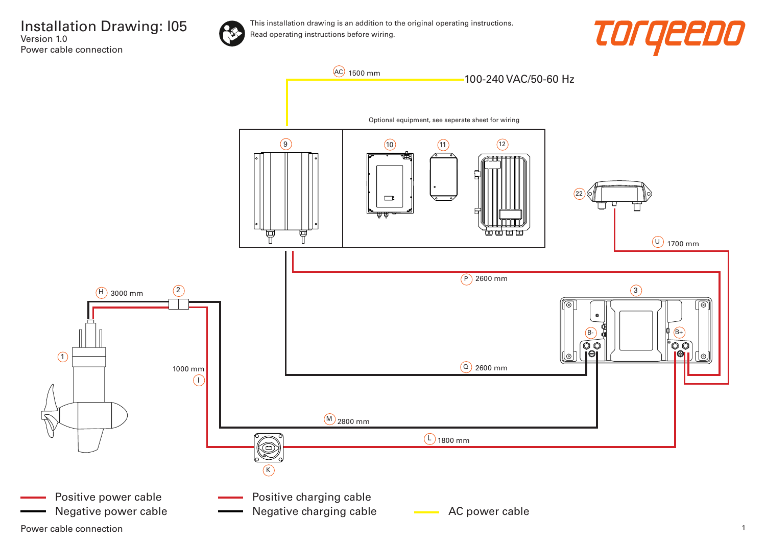# Installation Drawing: I05

Version 1.0

Power cable connection

This installation drawing is an addition to the original operating instructions.
Read operating instructions before wiring.

torqeedo

AC 1500 mm

100-240 VAC/50-60 Hz

Optional equipment, see seperate sheet for wiring

9 10 11 12

22

U 1700 mm

P 2600 mm

H 3000 mm

2

3

B-

B+

1

1000 mm

I

Q 2600 mm

M 2800 mm

L 1800 mm

K

Positive power cable

Negative power cable

Positive charging cable

Negative charging cable

AC power cable

Power cable connection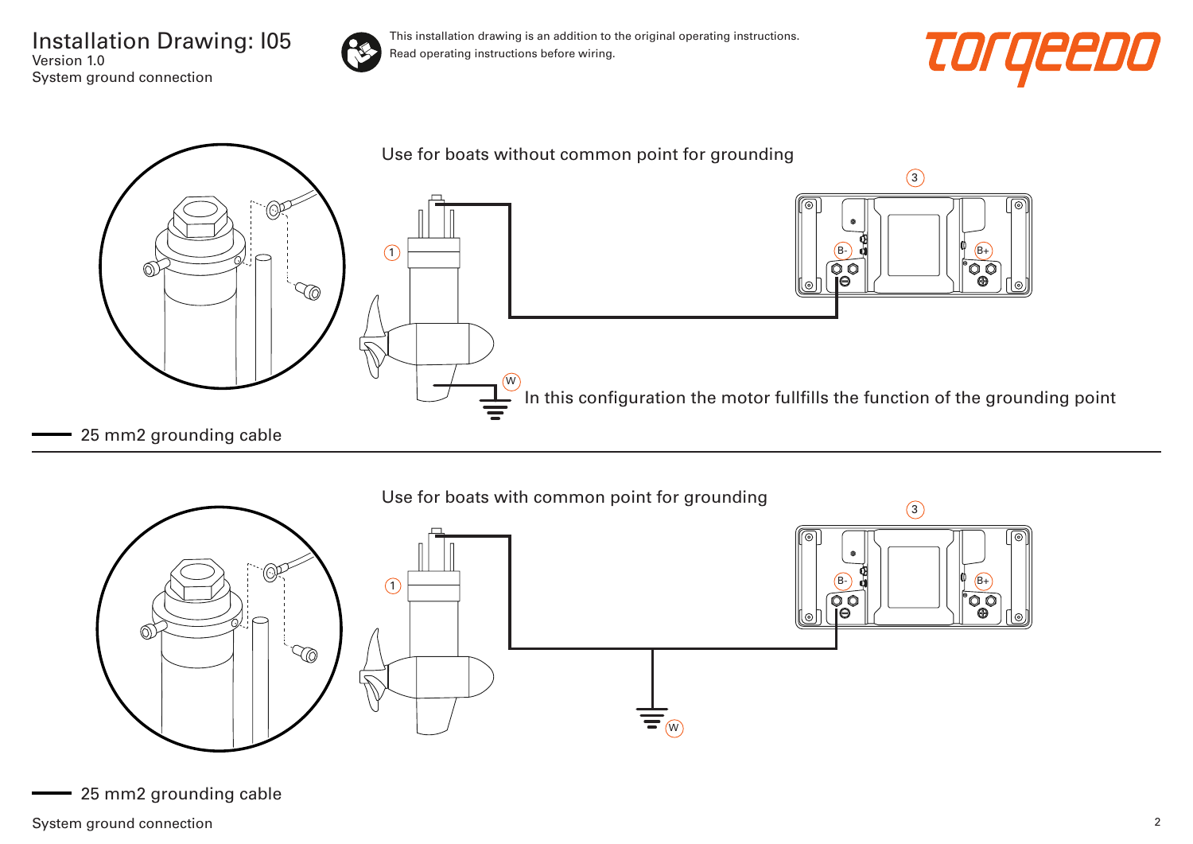# Installation Drawing: I05

Version 1.0

System ground connection

This installation drawing is an addition to the original operating instructions.
Read operating instructions before wiring.

Use for boats without common point for grounding

3

B-

B+

1

W

In this configuration the motor fullfills the function of the grounding point

25 mm2 grounding cable

Use for boats with common point for grounding

3

B-

B+

1

W

25 mm2 grounding cable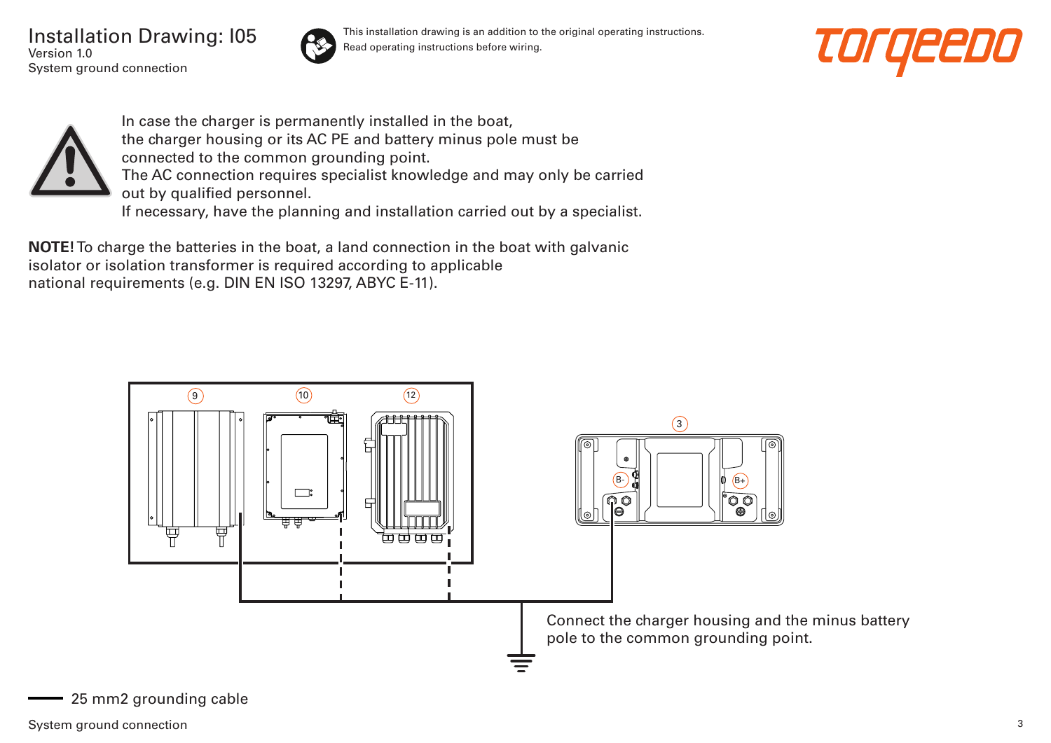# Installation Drawing: I05

Version 1.0

System ground connection

This installation drawing is an addition to the original operating instructions.
Read operating instructions before wiring.

In case the charger is permanently installed in the boat, the charger housing or its AC PE and battery minus pole must be connected to the common grounding point.
The AC connection requires specialist knowledge and may only be carried out by qualified personnel.
If necessary, have the planning and installation carried out by a specialist.

**NOTE!** To charge the batteries in the boat, a land connection in the boat with galvanic isolator or isolation transformer is required according to applicable national requirements (e.g. DIN EN ISO 13297, ABYC E-11).

9 10 12

3

B- B+

Connect the charger housing and the minus battery pole to the common grounding point.

25 mm2 grounding cable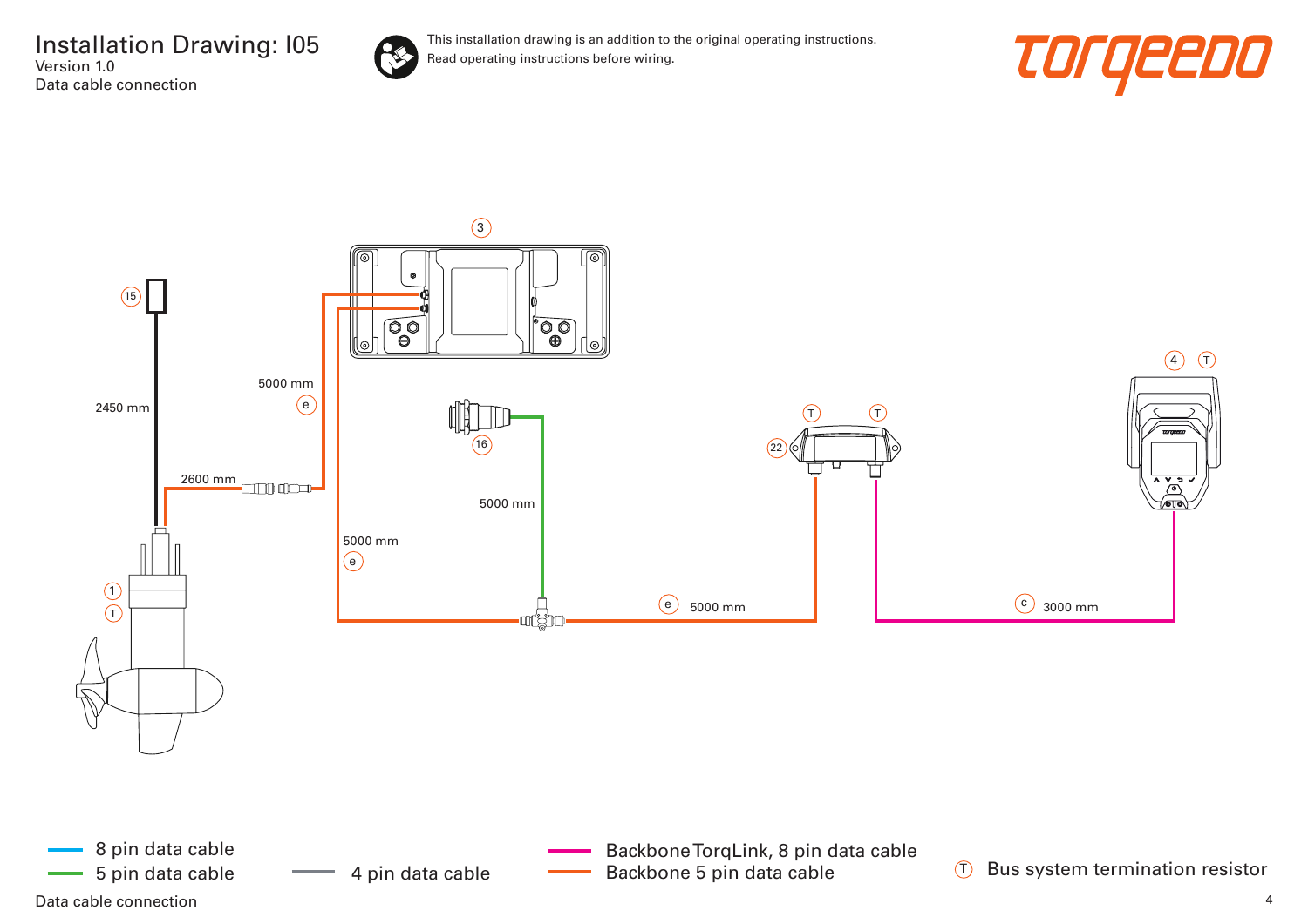# Installation Drawing: I05

Version 1.0

Data cable connection

This installation drawing is an addition to the original operating instructions.
Read operating instructions before wiring.

torqeedo

3

15

2450 mm

5000 mm

e

2600 mm

16

5000 mm

5000 mm

e

T

T

22

4 T

1

T

e 5000 mm

c 3000 mm

8 pin data cable

5 pin data cable

4 pin data cable

Backbone TorqLink, 8 pin data cable

Backbone 5 pin data cable

T Bus system termination resistor

Data cable connection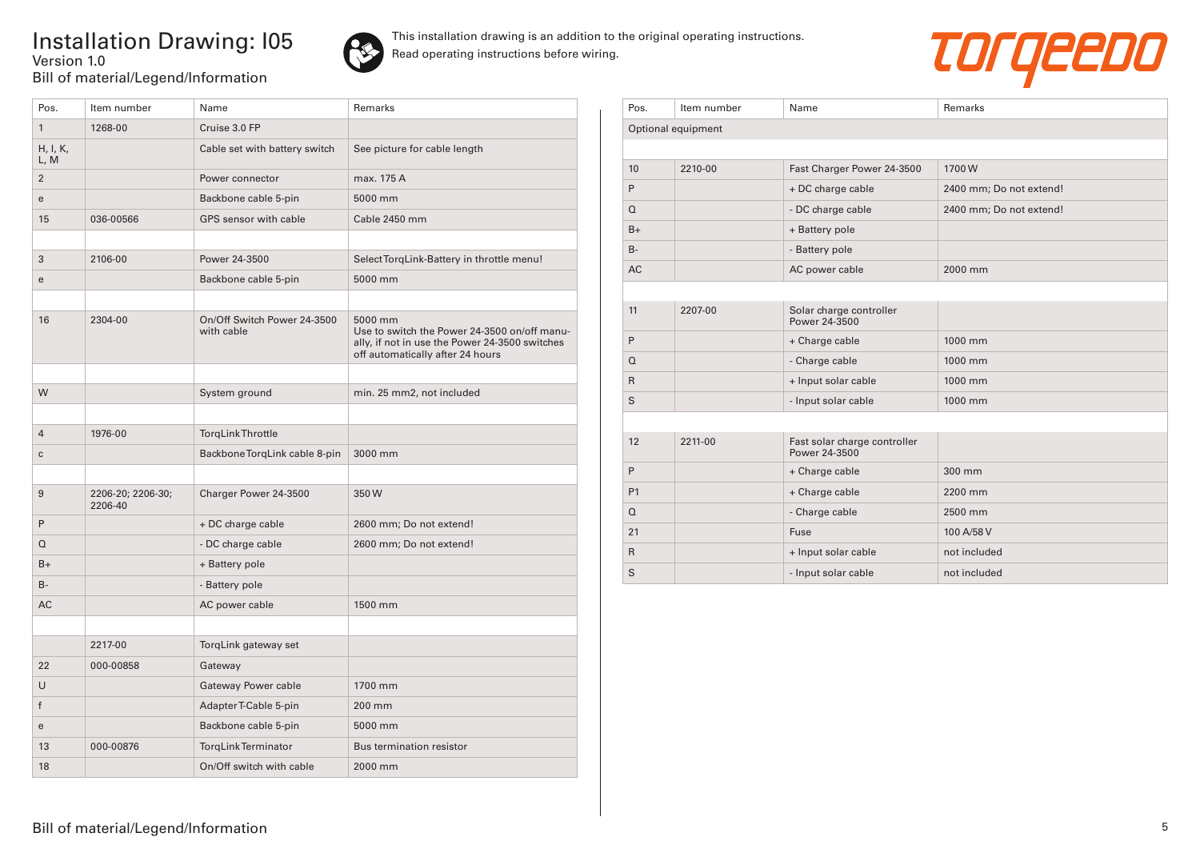# Installation Drawing: I05

Version 1.0

Bill of material/Legend/Information

This installation drawing is an addition to the original operating instructions.
Read operating instructions before wiring.

| Pos. | Item number | Name | Remarks |
|---|---|---|---|
| 1 | 1268-00 | Cruise 3.0 FP | |
| H, I, K, L, M | | Cable set with battery switch | See picture for cable length |
| 2 | | Power connector | max. 175 A |
| e | | Backbone cable 5-pin | 5000 mm |
| 15 | 036-00566 | GPS sensor with cable | Cable 2450 mm |
| | | | |
| 3 | 2106-00 | Power 24-3500 | Select TorqLink-Battery in throttle menu! |
| e | | Backbone cable 5-pin | 5000 mm |
| | | | |
| 16 | 2304-00 | On/Off Switch Power 24-3500 with cable | 5000 mm Use to switch the Power 24-3500 on/off manually, if not in use the Power 24-3500 switches off automatically after 24 hours |
| | | | |
| W | | System ground | min. 25 mm2, not included |
| | | | |
| 4 | 1976-00 | TorqLink Throttle | |
| c | | Backbone TorqLink cable 8-pin | 3000 mm |
| | | | |
| 9 | 2206-20; 2206-30; 2206-40 | Charger Power 24-3500 | 350 W |
| P | | + DC charge cable | 2600 mm; Do not extend! |
| Q | | - DC charge cable | 2600 mm; Do not extend! |
| B+ | | + Battery pole | |
| B- | | - Battery pole | |
| AC | | AC power cable | 1500 mm |
| | | | |
| | 2217-00 | TorqLink gateway set | |
| 22 | 000-00858 | Gateway | |
| U | | Gateway Power cable | 1700 mm |
| f | | Adapter T-Cable 5-pin | 200 mm |
| e | | Backbone cable 5-pin | 5000 mm |
| 13 | 000-00876 | TorqLink Terminator | Bus termination resistor |
| 18 | | On/Off switch with cable | 2000 mm |

| Pos. | Item number | Name | Remarks |
|---|---|---|---|
| Optional equipment | | | |
| | | | |
| 10 | 2210-00 | Fast Charger Power 24-3500 | 1700 W |
| P | | + DC charge cable | 2400 mm; Do not extend! |
| Q | | - DC charge cable | 2400 mm; Do not extend! |
| B+ | | + Battery pole | |
| B- | | - Battery pole | |
| AC | | AC power cable | 2000 mm |
| | | | |
| 11 | 2207-00 | Solar charge controller Power 24-3500 | |
| P | | + Charge cable | 1000 mm |
| Q | | - Charge cable | 1000 mm |
| R | | + Input solar cable | 1000 mm |
| S | | - Input solar cable | 1000 mm |
| | | | |
| 12 | 2211-00 | Fast solar charge controller Power 24-3500 | |
| P | | + Charge cable | 300 mm |
| P1 | | + Charge cable | 2200 mm |
| Q | | - Charge cable | 2500 mm |
| 21 | | Fuse | 100 A/58 V |
| R | | + Input solar cable | not included |
| S | | - Input solar cable | not included |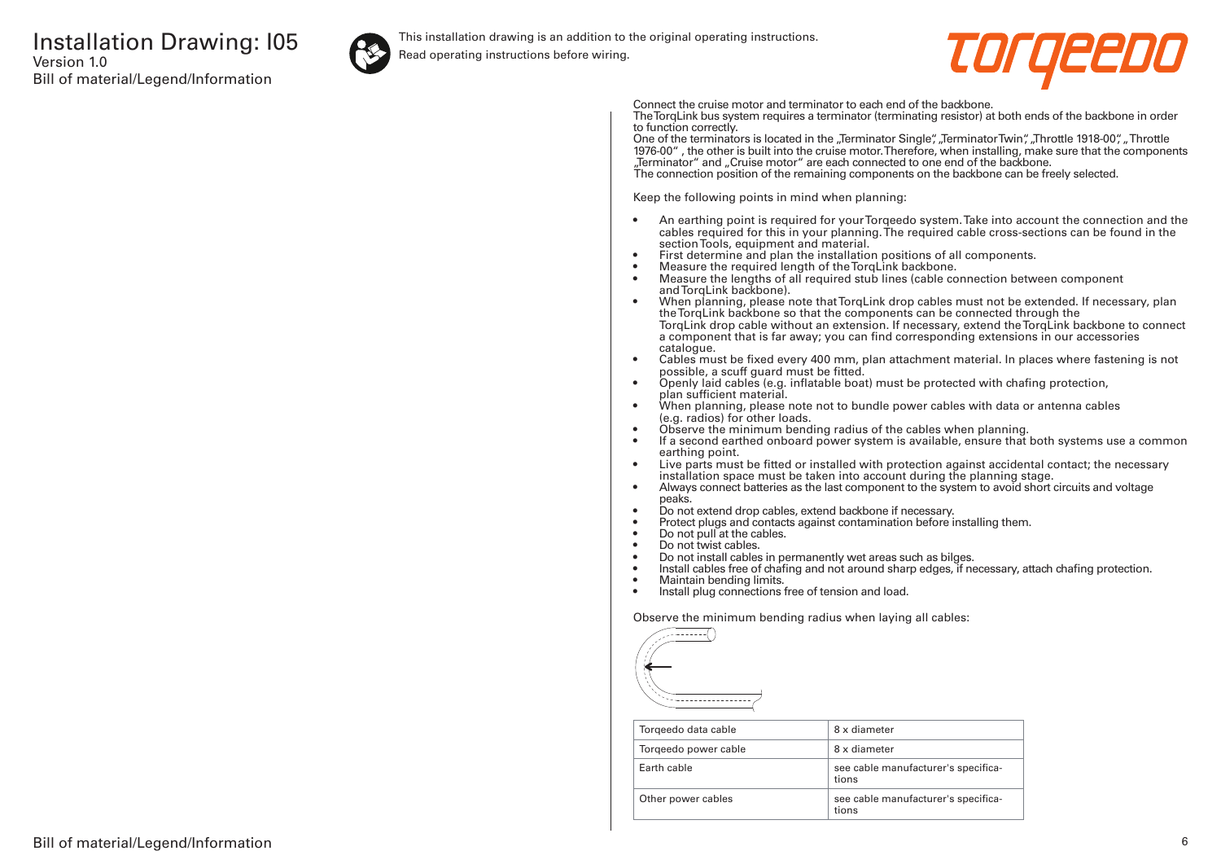# Installation Drawing: I05

Version 1.0

Bill of material/Legend/Information

This installation drawing is an addition to the original operating instructions.
Read operating instructions before wiring.

Connect the cruise motor and terminator to each end of the backbone.
The TorqLink bus system requires a terminator (terminating resistor) at both ends of the backbone in order to function correctly.
One of the terminators is located in the „Terminator Single", „Terminator Twin", „Throttle 1918-00", „ Throttle 1976-00" , the other is built into the cruise motor. Therefore, when installing, make sure that the components „Terminator" and „Cruise motor" are each connected to one end of the backbone.
The connection position of the remaining components on the backbone can be freely selected.

Keep the following points in mind when planning:

- An earthing point is required for your Torqeedo system. Take into account the connection and the cables required for this in your planning. The required cable cross-sections can be found in the section Tools, equipment and material.
- First determine and plan the installation positions of all components.
- Measure the required length of the TorqLink backbone.
- Measure the lengths of all required stub lines (cable connection between component and TorqLink backbone).
- When planning, please note that TorqLink drop cables must not be extended. If necessary, plan the TorqLink backbone so that the components can be connected through the TorqLink drop cable without an extension. If necessary, extend the TorqLink backbone to connect a component that is far away; you can find corresponding extensions in our accessories catalogue.
- Cables must be fixed every 400 mm, plan attachment material. In places where fastening is not possible, a scuff guard must be fitted.
- Openly laid cables (e.g. inflatable boat) must be protected with chafing protection, plan sufficient material.
- When planning, please note not to bundle power cables with data or antenna cables (e.g. radios) for other loads.
- Observe the minimum bending radius of the cables when planning.
- If a second earthed onboard power system is available, ensure that both systems use a common earthing point.
- Live parts must be fitted or installed with protection against accidental contact; the necessary installation space must be taken into account during the planning stage.
- Always connect batteries as the last component to the system to avoid short circuits and voltage peaks.
- Do not extend drop cables, extend backbone if necessary.
- Protect plugs and contacts against contamination before installing them.
- Do not pull at the cables.
- Do not twist cables.
- Do not install cables in permanently wet areas such as bilges.
- Install cables free of chafing and not around sharp edges, if necessary, attach chafing protection.
- Maintain bending limits.
- Install plug connections free of tension and load.

Observe the minimum bending radius when laying all cables:

| Torqeedo data cable | 8 x diameter |
|---|---|
| Torqeedo power cable | 8 x diameter |
| Earth cable | see cable manufacturer's specifications |
| Other power cables | see cable manufacturer's specifications |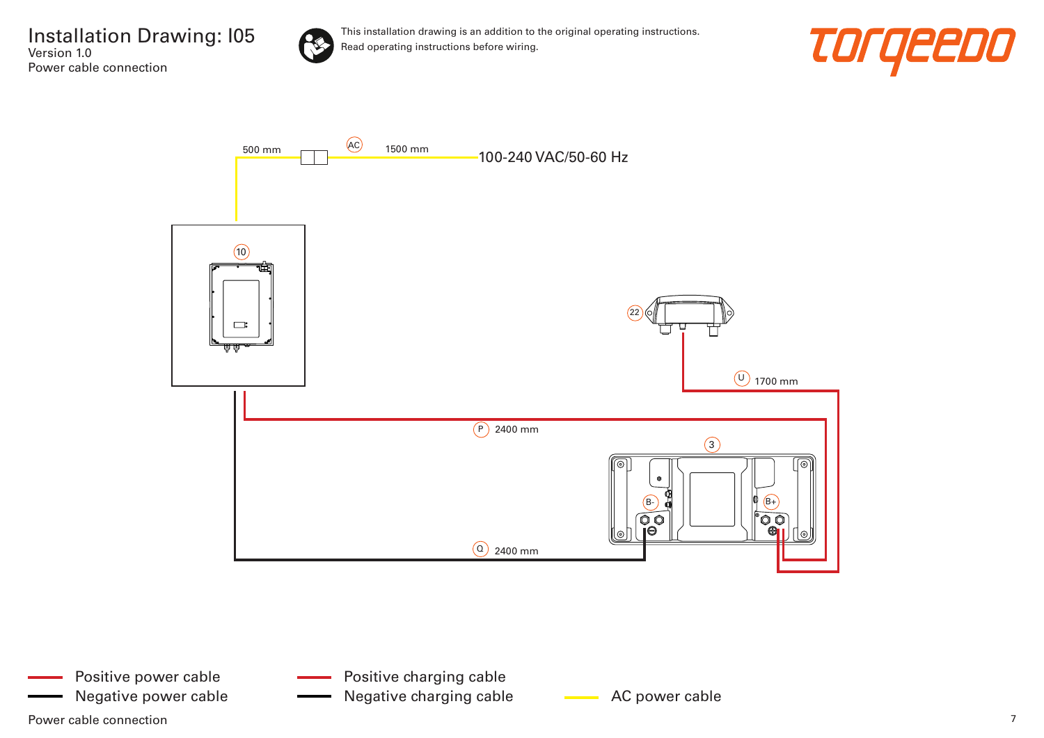# Installation Drawing: I05

Version 1.0

Power cable connection

This installation drawing is an addition to the original operating instructions.
Read operating instructions before wiring.

torqeedo

500 mm

AC

1500 mm

100-240 VAC/50-60 Hz

10

22

U 1700 mm

P 2400 mm

3

B-

B+

Q 2400 mm

- Positive power cable
- Negative power cable
- Positive charging cable
- Negative charging cable
- AC power cable

Power cable connection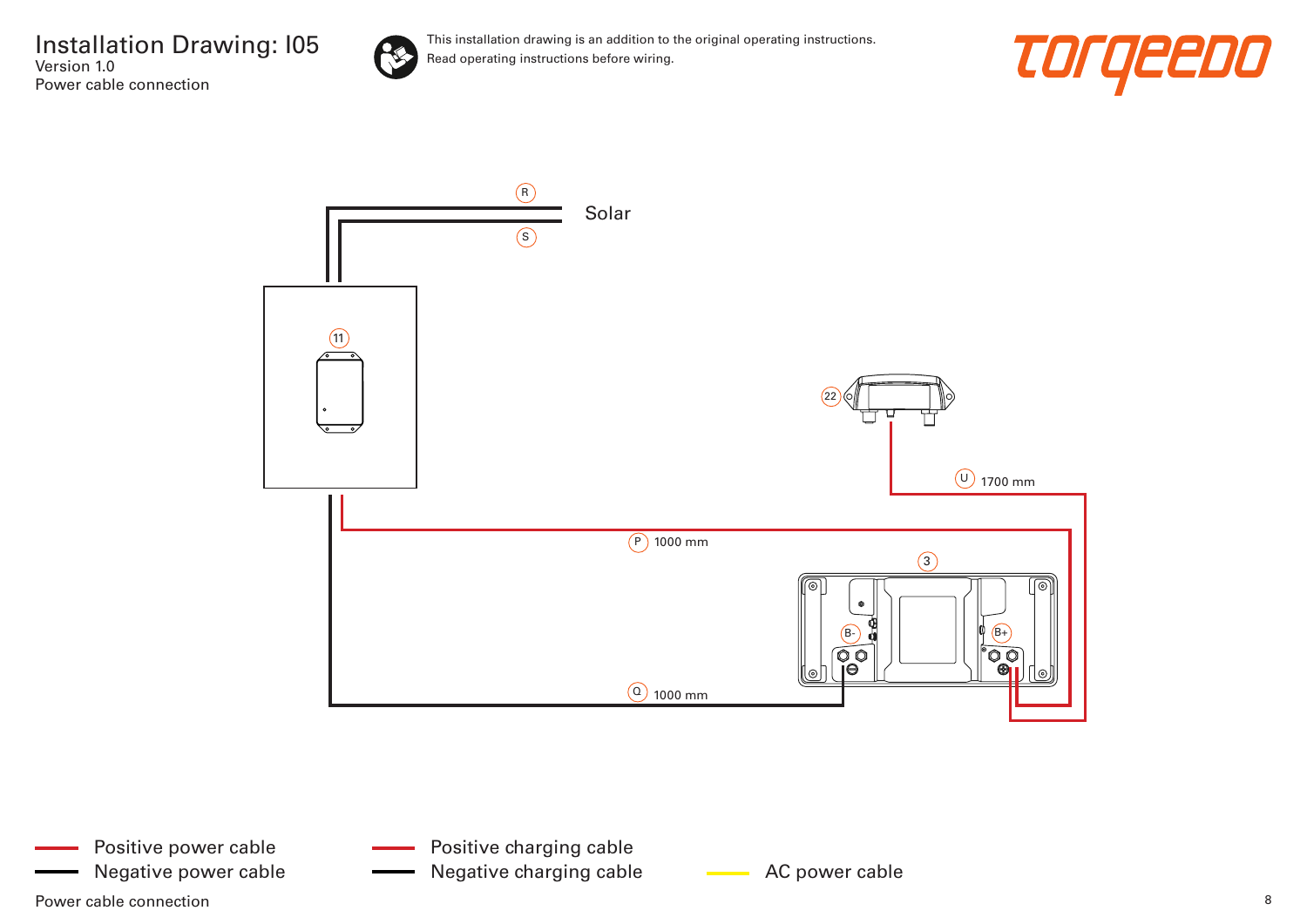# Installation Drawing: I05

Version 1.0

Power cable connection

This installation drawing is an addition to the original operating instructions.
Read operating instructions before wiring.

R

S

Solar

11

22

U 1700 mm

P 1000 mm

3

B-

B+

Q 1000 mm

Positive power cable

Negative power cable

Positive charging cable

Negative charging cable

AC power cable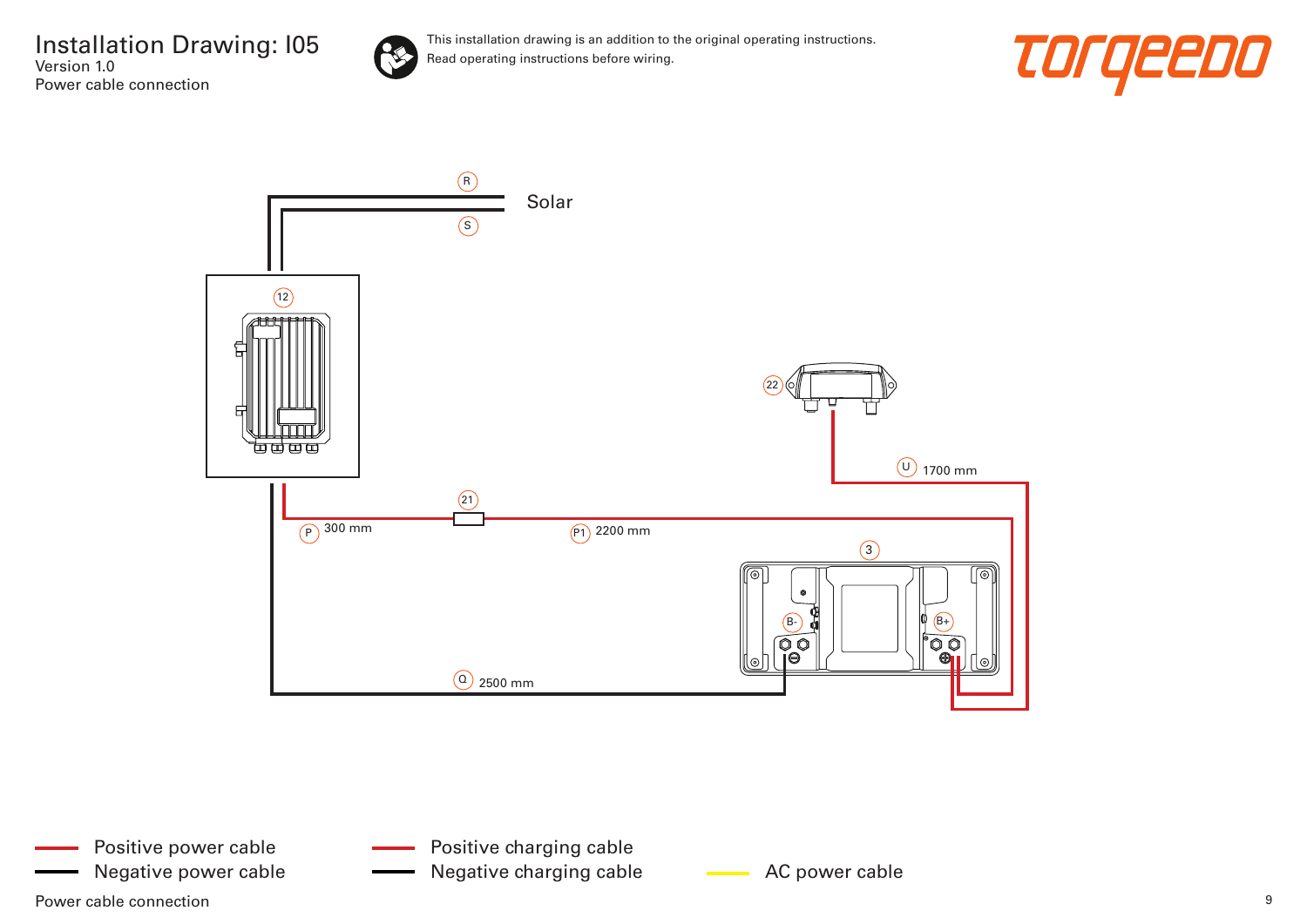# Installation Drawing: I05

Version 1.0

Power cable connection

This installation drawing is an addition to the original operating instructions.
Read operating instructions before wiring.

torqeedo

R

S

Solar

12

22

U 1700 mm

21

P 300 mm

P1 2200 mm

3

B-

B+

Q 2500 mm

Positive power cable

Negative power cable

Positive charging cable

Negative charging cable

AC power cable

Power cable connection